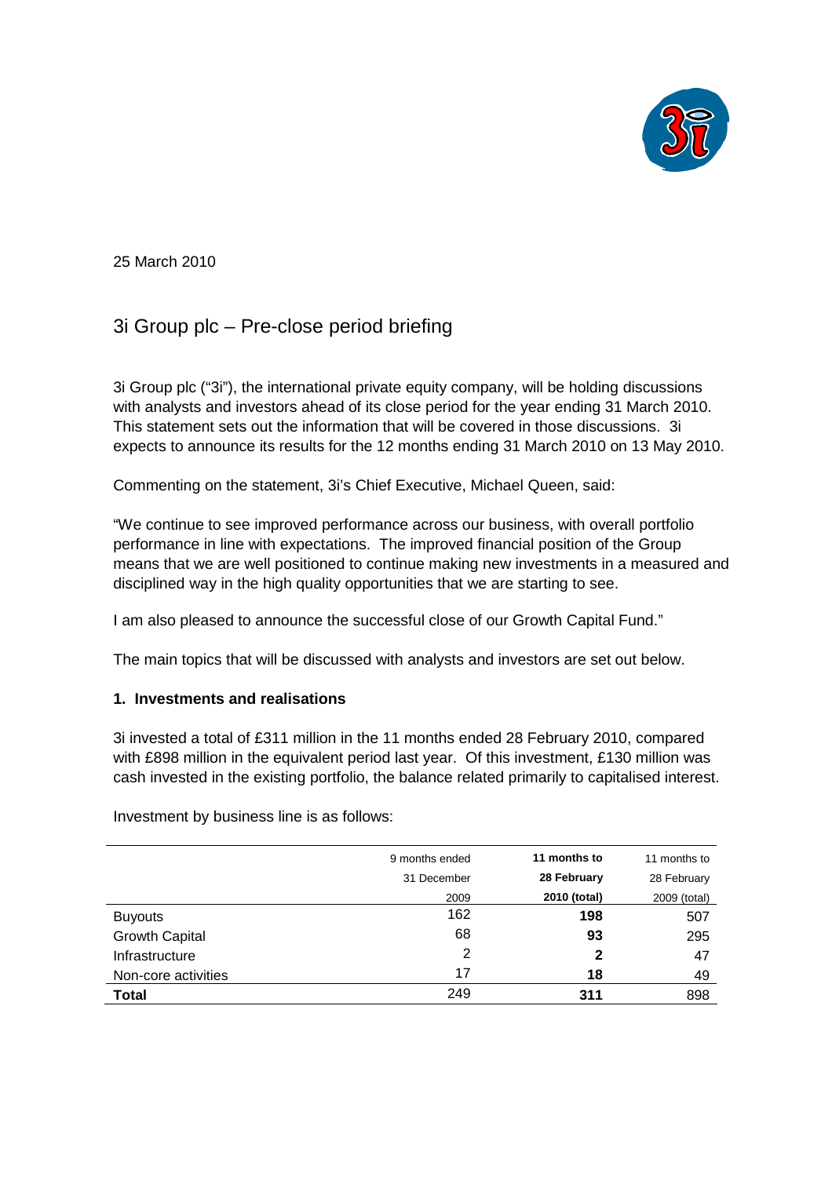25 March 2010

# 3i Group plc – Pre-close period briefing

3i Group plc ("3i"), the international private equity company, will be holding discussions with analysts and investors ahead of its close period for the year ending 31 March 2010. This statement sets out the information that will be covered in those discussions. 3i expects to announce its results for the 12 months ending 31 March 2010 on 13 May 2010.

Commenting on the statement, 3i's Chief Executive, Michael Queen, said:

"We continue to see improved performance across our business, with overall portfolio performance in line with expectations. The improved financial position of the Group means that we are well positioned to continue making new investments in a measured and disciplined way in the high quality opportunities that we are starting to see.

I am also pleased to announce the successful close of our Growth Capital Fund."

The main topics that will be discussed with analysts and investors are set out below.

## 1. Investments and realisations

3i invested a total of £311 million in the 11 months ended 28 February 2010, compared with £898 million in the equivalent period last year. Of this investment, £130 million was cash invested in the existing portfolio, the balance related primarily to capitalised interest.

Investment by business line is as follows:

| | 9 months ended 31 December 2009 | **11 months to 28 February 2010 (total)** | 11 months to 28 February 2009 (total) |
|---|---|---|---|
| Buyouts | 162 | **198** | 507 |
| Growth Capital | 68 | **93** | 295 |
| Infrastructure | 2 | **2** | 47 |
| Non-core activities | 17 | **18** | 49 |
| **Total** | 249 | **311** | 898 |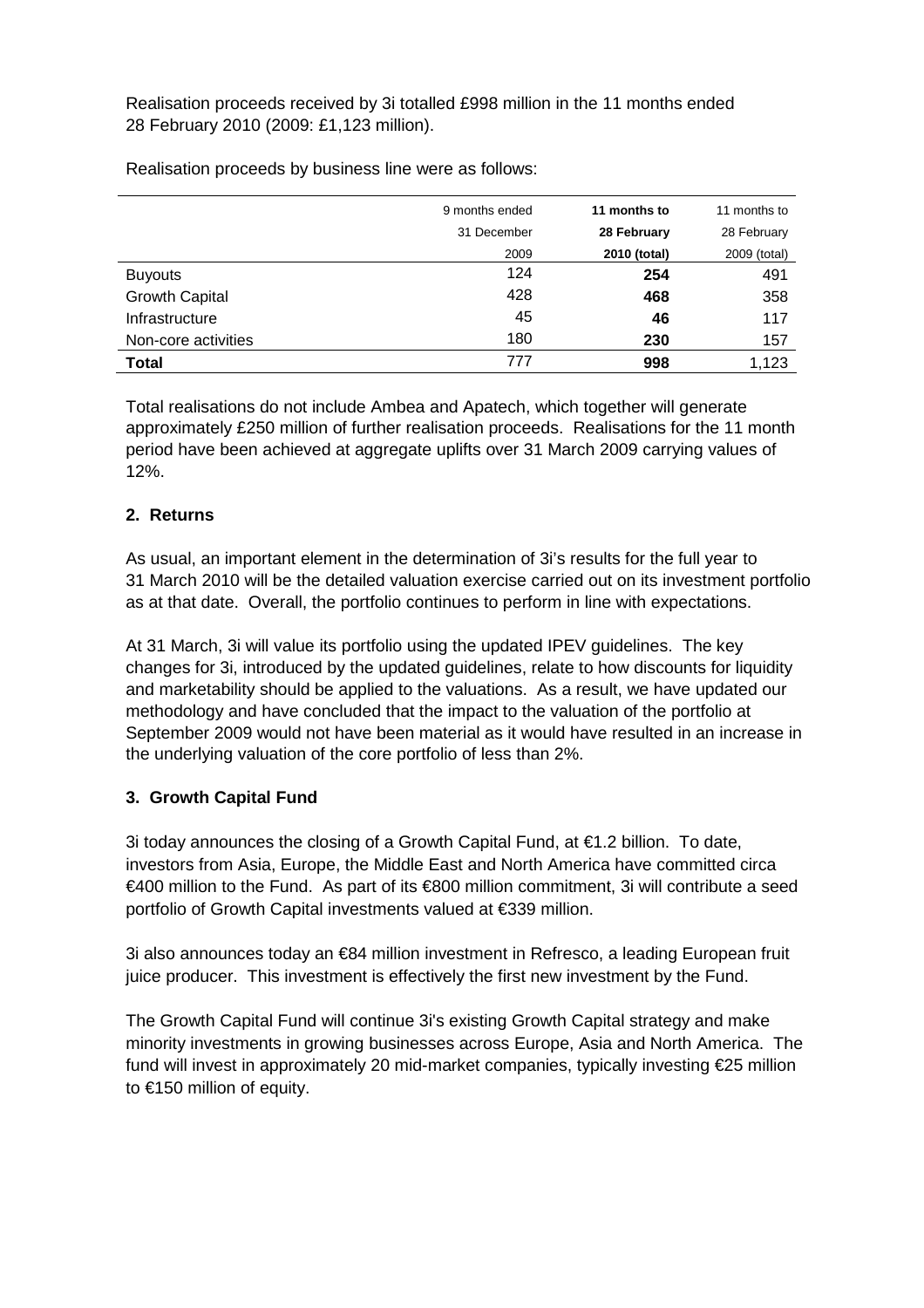Realisation proceeds received by 3i totalled £998 million in the 11 months ended 28 February 2010 (2009: £1,123 million).

Realisation proceeds by business line were as follows:

| | 9 months ended 31 December 2009 | **11 months to 28 February 2010 (total)** | 11 months to 28 February 2009 (total) |
|---|---|---|---|
| Buyouts | 124 | **254** | 491 |
| Growth Capital | 428 | **468** | 358 |
| Infrastructure | 45 | **46** | 117 |
| Non-core activities | 180 | **230** | 157 |
| **Total** | 777 | **998** | 1,123 |

Total realisations do not include Ambea and Apatech, which together will generate approximately £250 million of further realisation proceeds. Realisations for the 11 month period have been achieved at aggregate uplifts over 31 March 2009 carrying values of 12%.

## 2. Returns

As usual, an important element in the determination of 3i's results for the full year to 31 March 2010 will be the detailed valuation exercise carried out on its investment portfolio as at that date. Overall, the portfolio continues to perform in line with expectations.

At 31 March, 3i will value its portfolio using the updated IPEV guidelines. The key changes for 3i, introduced by the updated guidelines, relate to how discounts for liquidity and marketability should be applied to the valuations. As a result, we have updated our methodology and have concluded that the impact to the valuation of the portfolio at September 2009 would not have been material as it would have resulted in an increase in the underlying valuation of the core portfolio of less than 2%.

## 3. Growth Capital Fund

3i today announces the closing of a Growth Capital Fund, at €1.2 billion. To date, investors from Asia, Europe, the Middle East and North America have committed circa €400 million to the Fund. As part of its €800 million commitment, 3i will contribute a seed portfolio of Growth Capital investments valued at €339 million.

3i also announces today an €84 million investment in Refresco, a leading European fruit juice producer. This investment is effectively the first new investment by the Fund.

The Growth Capital Fund will continue 3i's existing Growth Capital strategy and make minority investments in growing businesses across Europe, Asia and North America. The fund will invest in approximately 20 mid-market companies, typically investing €25 million to €150 million of equity.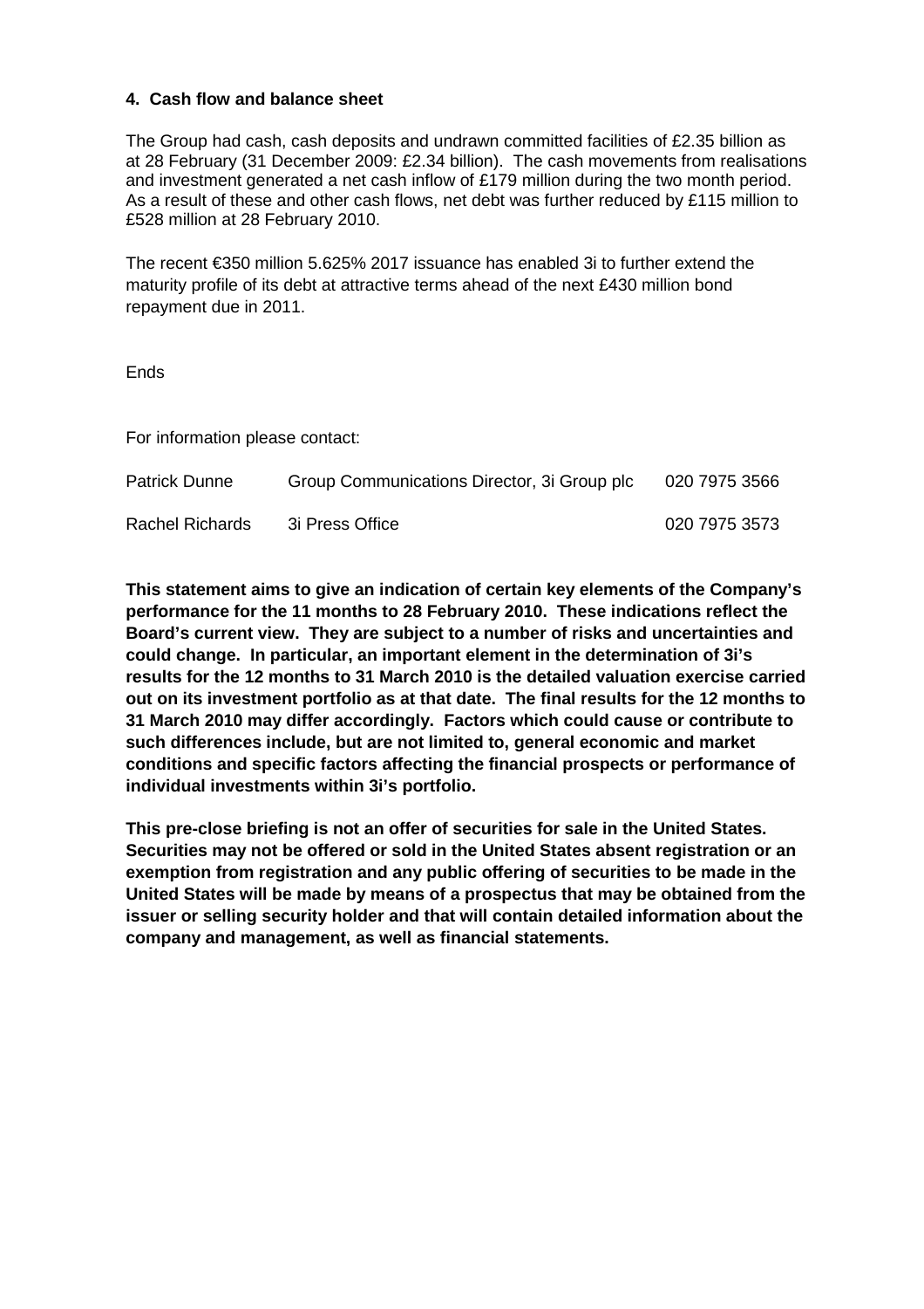**4. Cash flow and balance sheet**

The Group had cash, cash deposits and undrawn committed facilities of £2.35 billion as at 28 February (31 December 2009: £2.34 billion). The cash movements from realisations and investment generated a net cash inflow of £179 million during the two month period. As a result of these and other cash flows, net debt was further reduced by £115 million to £528 million at 28 February 2010.

The recent €350 million 5.625% 2017 issuance has enabled 3i to further extend the maturity profile of its debt at attractive terms ahead of the next £430 million bond repayment due in 2011.

Ends

For information please contact:

| | | |
|---|---|---|
| Patrick Dunne | Group Communications Director, 3i Group plc | 020 7975 3566 |
| Rachel Richards | 3i Press Office | 020 7975 3573 |

**This statement aims to give an indication of certain key elements of the Company's performance for the 11 months to 28 February 2010. These indications reflect the Board's current view. They are subject to a number of risks and uncertainties and could change. In particular, an important element in the determination of 3i's results for the 12 months to 31 March 2010 is the detailed valuation exercise carried out on its investment portfolio as at that date. The final results for the 12 months to 31 March 2010 may differ accordingly. Factors which could cause or contribute to such differences include, but are not limited to, general economic and market conditions and specific factors affecting the financial prospects or performance of individual investments within 3i's portfolio.**

**This pre-close briefing is not an offer of securities for sale in the United States. Securities may not be offered or sold in the United States absent registration or an exemption from registration and any public offering of securities to be made in the United States will be made by means of a prospectus that may be obtained from the issuer or selling security holder and that will contain detailed information about the company and management, as well as financial statements.**